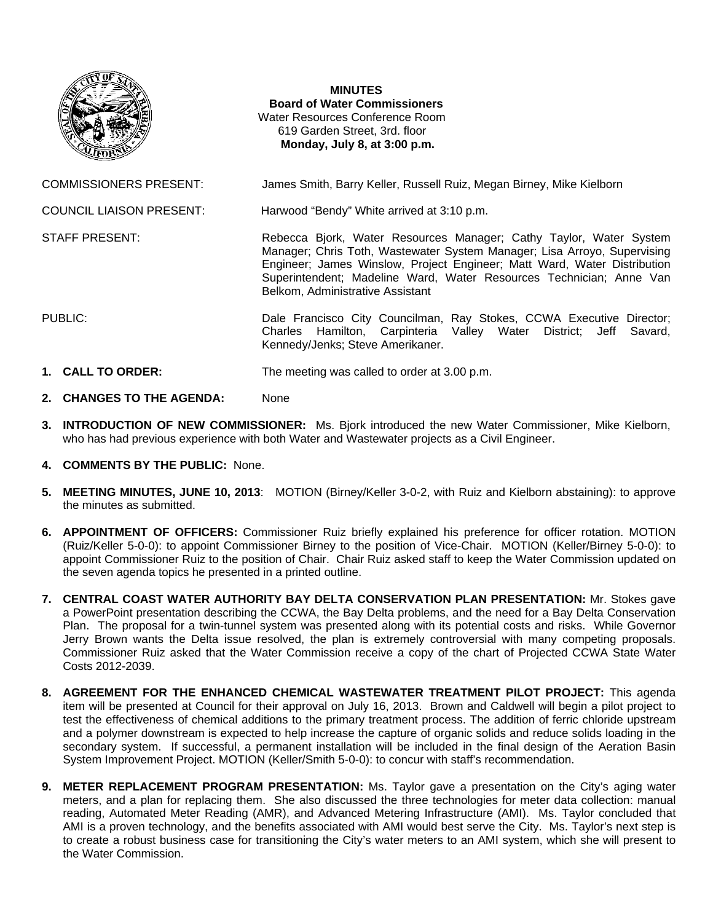**MINUTES**
**Board of Water Commissioners**
Water Resources Conference Room
619 Garden Street, 3rd. floor
**Monday, July 8, at 3:00 p.m.**

COMMISSIONERS PRESENT: James Smith, Barry Keller, Russell Ruiz, Megan Birney, Mike Kielborn

COUNCIL LIAISON PRESENT: Harwood "Bendy" White arrived at 3:10 p.m.

STAFF PRESENT: Rebecca Bjork, Water Resources Manager; Cathy Taylor, Water System Manager; Chris Toth, Wastewater System Manager; Lisa Arroyo, Supervising Engineer; James Winslow, Project Engineer; Matt Ward, Water Distribution Superintendent; Madeline Ward, Water Resources Technician; Anne Van Belkom, Administrative Assistant

PUBLIC: Dale Francisco City Councilman, Ray Stokes, CCWA Executive Director; Charles Hamilton, Carpinteria Valley Water District; Jeff Savard, Kennedy/Jenks; Steve Amerikaner.

1. **CALL TO ORDER:** The meeting was called to order at 3.00 p.m.

2. **CHANGES TO THE AGENDA:** None

3. **INTRODUCTION OF NEW COMMISSIONER:** Ms. Bjork introduced the new Water Commissioner, Mike Kielborn, who has had previous experience with both Water and Wastewater projects as a Civil Engineer.

4. **COMMENTS BY THE PUBLIC:** None.

5. **MEETING MINUTES, JUNE 10, 2013**: MOTION (Birney/Keller 3-0-2, with Ruiz and Kielborn abstaining): to approve the minutes as submitted.

6. **APPOINTMENT OF OFFICERS:** Commissioner Ruiz briefly explained his preference for officer rotation. MOTION (Ruiz/Keller 5-0-0): to appoint Commissioner Birney to the position of Vice-Chair. MOTION (Keller/Birney 5-0-0): to appoint Commissioner Ruiz to the position of Chair. Chair Ruiz asked staff to keep the Water Commission updated on the seven agenda topics he presented in a printed outline.

7. **CENTRAL COAST WATER AUTHORITY BAY DELTA CONSERVATION PLAN PRESENTATION:** Mr. Stokes gave a PowerPoint presentation describing the CCWA, the Bay Delta problems, and the need for a Bay Delta Conservation Plan. The proposal for a twin-tunnel system was presented along with its potential costs and risks. While Governor Jerry Brown wants the Delta issue resolved, the plan is extremely controversial with many competing proposals. Commissioner Ruiz asked that the Water Commission receive a copy of the chart of Projected CCWA State Water Costs 2012-2039.

8. **AGREEMENT FOR THE ENHANCED CHEMICAL WASTEWATER TREATMENT PILOT PROJECT:** This agenda item will be presented at Council for their approval on July 16, 2013. Brown and Caldwell will begin a pilot project to test the effectiveness of chemical additions to the primary treatment process. The addition of ferric chloride upstream and a polymer downstream is expected to help increase the capture of organic solids and reduce solids loading in the secondary system. If successful, a permanent installation will be included in the final design of the Aeration Basin System Improvement Project. MOTION (Keller/Smith 5-0-0): to concur with staff's recommendation.

9. **METER REPLACEMENT PROGRAM PRESENTATION:** Ms. Taylor gave a presentation on the City's aging water meters, and a plan for replacing them. She also discussed the three technologies for meter data collection: manual reading, Automated Meter Reading (AMR), and Advanced Metering Infrastructure (AMI). Ms. Taylor concluded that AMI is a proven technology, and the benefits associated with AMI would best serve the City. Ms. Taylor's next step is to create a robust business case for transitioning the City's water meters to an AMI system, which she will present to the Water Commission.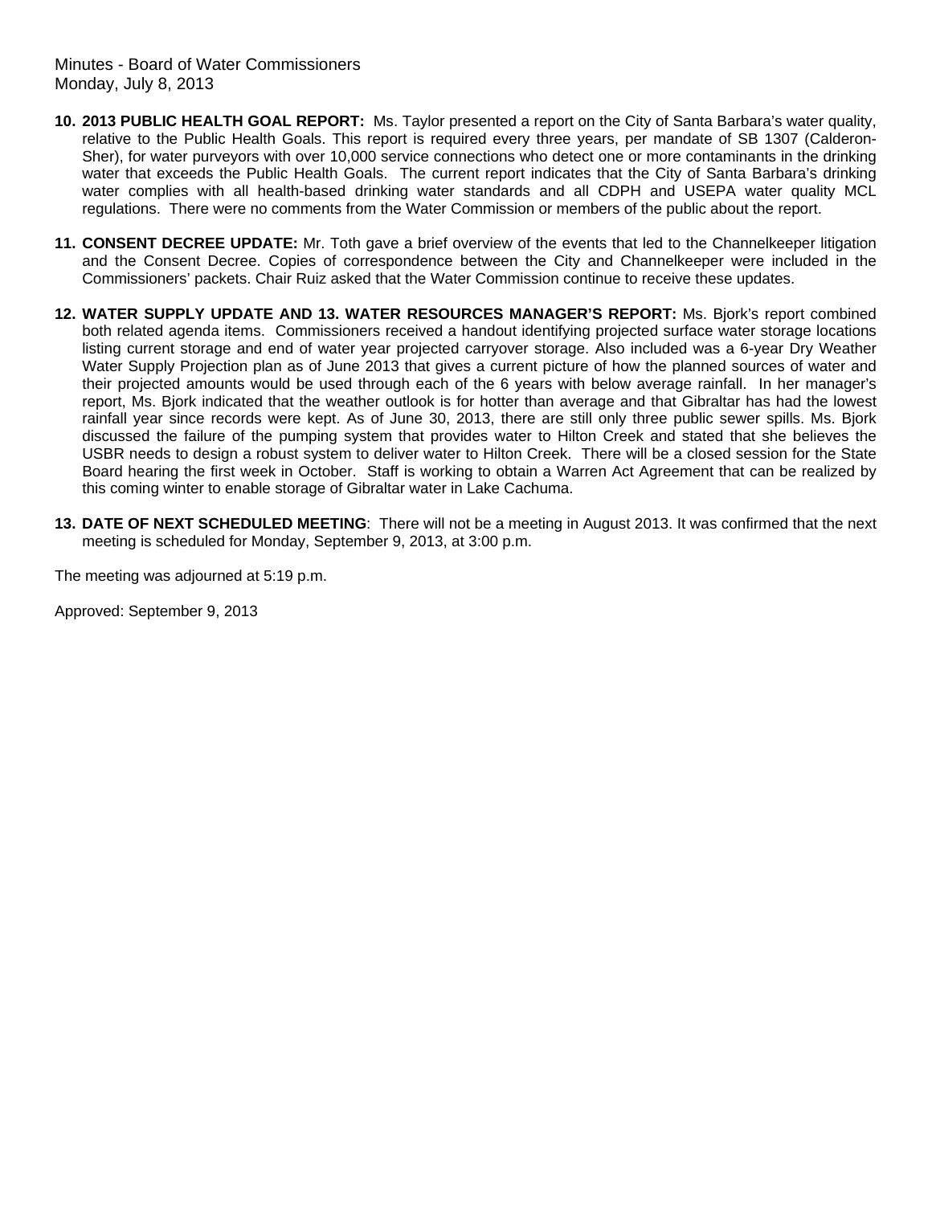10. **2013 PUBLIC HEALTH GOAL REPORT:** Ms. Taylor presented a report on the City of Santa Barbara's water quality, relative to the Public Health Goals. This report is required every three years, per mandate of SB 1307 (Calderon-Sher), for water purveyors with over 10,000 service connections who detect one or more contaminants in the drinking water that exceeds the Public Health Goals. The current report indicates that the City of Santa Barbara's drinking water complies with all health-based drinking water standards and all CDPH and USEPA water quality MCL regulations. There were no comments from the Water Commission or members of the public about the report.

11. **CONSENT DECREE UPDATE:** Mr. Toth gave a brief overview of the events that led to the Channelkeeper litigation and the Consent Decree. Copies of correspondence between the City and Channelkeeper were included in the Commissioners' packets. Chair Ruiz asked that the Water Commission continue to receive these updates.

12. **WATER SUPPLY UPDATE AND 13. WATER RESOURCES MANAGER'S REPORT:** Ms. Bjork's report combined both related agenda items. Commissioners received a handout identifying projected surface water storage locations listing current storage and end of water year projected carryover storage. Also included was a 6-year Dry Weather Water Supply Projection plan as of June 2013 that gives a current picture of how the planned sources of water and their projected amounts would be used through each of the 6 years with below average rainfall. In her manager's report, Ms. Bjork indicated that the weather outlook is for hotter than average and that Gibraltar has had the lowest rainfall year since records were kept. As of June 30, 2013, there are still only three public sewer spills. Ms. Bjork discussed the failure of the pumping system that provides water to Hilton Creek and stated that she believes the USBR needs to design a robust system to deliver water to Hilton Creek. There will be a closed session for the State Board hearing the first week in October. Staff is working to obtain a Warren Act Agreement that can be realized by this coming winter to enable storage of Gibraltar water in Lake Cachuma.

13. **DATE OF NEXT SCHEDULED MEETING**: There will not be a meeting in August 2013. It was confirmed that the next meeting is scheduled for Monday, September 9, 2013, at 3:00 p.m.

The meeting was adjourned at 5:19 p.m.

Approved: September 9, 2013